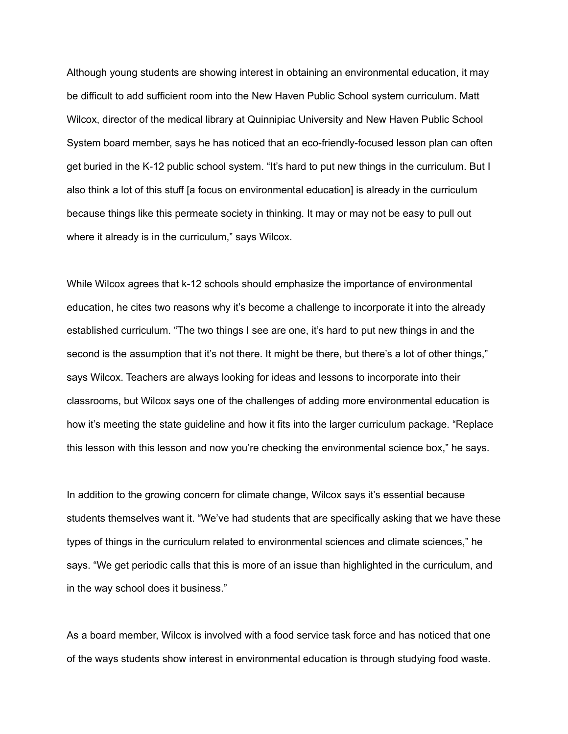Although young students are showing interest in obtaining an environmental education, it may be difficult to add sufficient room into the New Haven Public School system curriculum. Matt Wilcox, director of the medical library at Quinnipiac University and New Haven Public School System board member, says he has noticed that an eco-friendly-focused lesson plan can often get buried in the K-12 public school system. “It’s hard to put new things in the curriculum. But I also think a lot of this stuff [a focus on environmental education] is already in the curriculum because things like this permeate society in thinking. It may or may not be easy to pull out where it already is in the curriculum,” says Wilcox.

While Wilcox agrees that k-12 schools should emphasize the importance of environmental education, he cites two reasons why it’s become a challenge to incorporate it into the already established curriculum. “The two things I see are one, it’s hard to put new things in and the second is the assumption that it’s not there. It might be there, but there’s a lot of other things,” says Wilcox. Teachers are always looking for ideas and lessons to incorporate into their classrooms, but Wilcox says one of the challenges of adding more environmental education is how it’s meeting the state guideline and how it fits into the larger curriculum package. “Replace this lesson with this lesson and now you’re checking the environmental science box,” he says.

In addition to the growing concern for climate change, Wilcox says it’s essential because students themselves want it. “We’ve had students that are specifically asking that we have these types of things in the curriculum related to environmental sciences and climate sciences,” he says. “We get periodic calls that this is more of an issue than highlighted in the curriculum, and in the way school does it business.”

As a board member, Wilcox is involved with a food service task force and has noticed that one of the ways students show interest in environmental education is through studying food waste.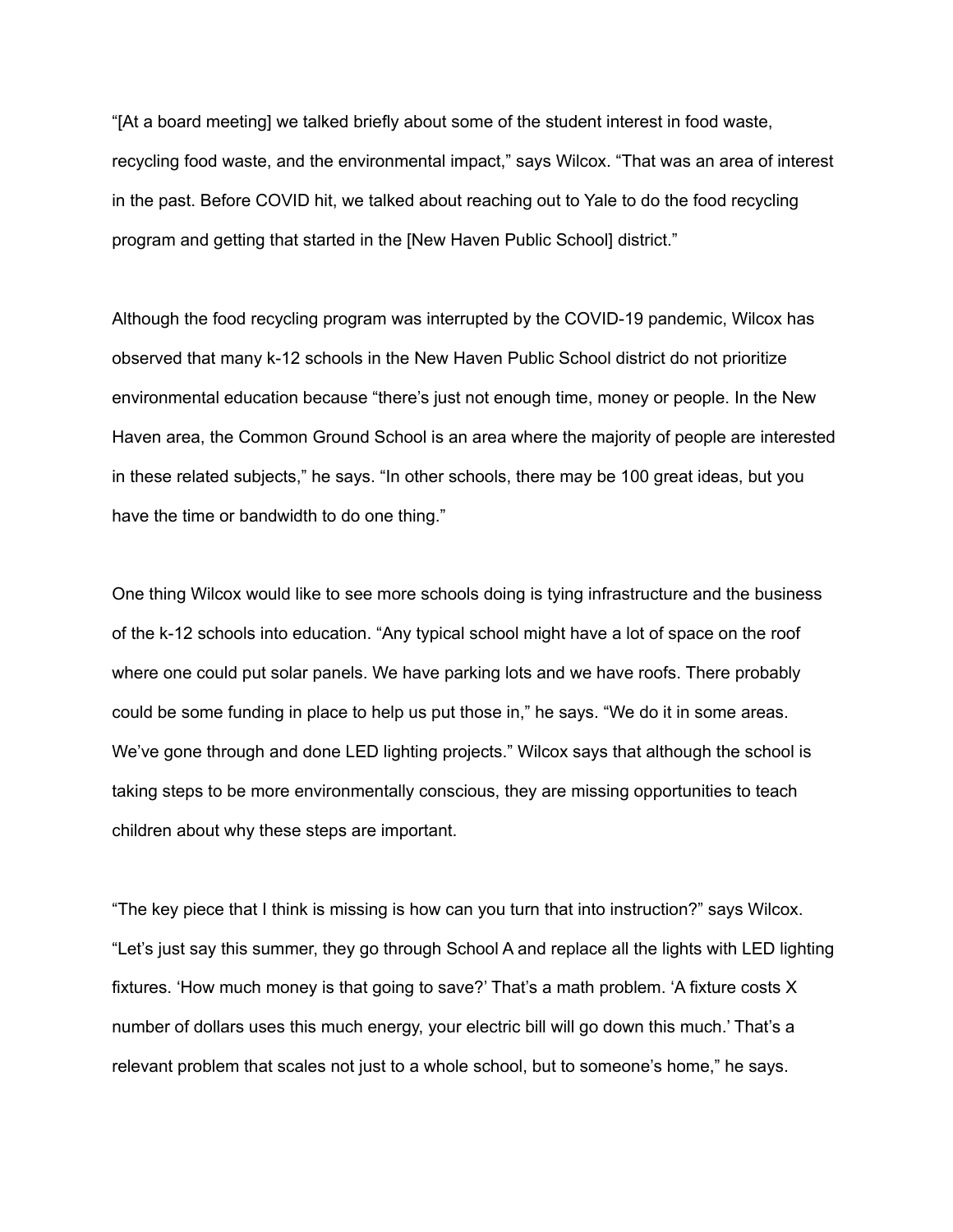"[At a board meeting] we talked briefly about some of the student interest in food waste, recycling food waste, and the environmental impact," says Wilcox. "That was an area of interest in the past. Before COVID hit, we talked about reaching out to Yale to do the food recycling program and getting that started in the [New Haven Public School] district."

Although the food recycling program was interrupted by the COVID-19 pandemic, Wilcox has observed that many k-12 schools in the New Haven Public School district do not prioritize environmental education because "there's just not enough time, money or people. In the New Haven area, the Common Ground School is an area where the majority of people are interested in these related subjects," he says. "In other schools, there may be 100 great ideas, but you have the time or bandwidth to do one thing."

One thing Wilcox would like to see more schools doing is tying infrastructure and the business of the k-12 schools into education. "Any typical school might have a lot of space on the roof where one could put solar panels. We have parking lots and we have roofs. There probably could be some funding in place to help us put those in," he says. "We do it in some areas. We've gone through and done LED lighting projects." Wilcox says that although the school is taking steps to be more environmentally conscious, they are missing opportunities to teach children about why these steps are important.

"The key piece that I think is missing is how can you turn that into instruction?" says Wilcox. "Let's just say this summer, they go through School A and replace all the lights with LED lighting fixtures. 'How much money is that going to save?' That's a math problem. 'A fixture costs X number of dollars uses this much energy, your electric bill will go down this much.' That's a relevant problem that scales not just to a whole school, but to someone's home," he says.